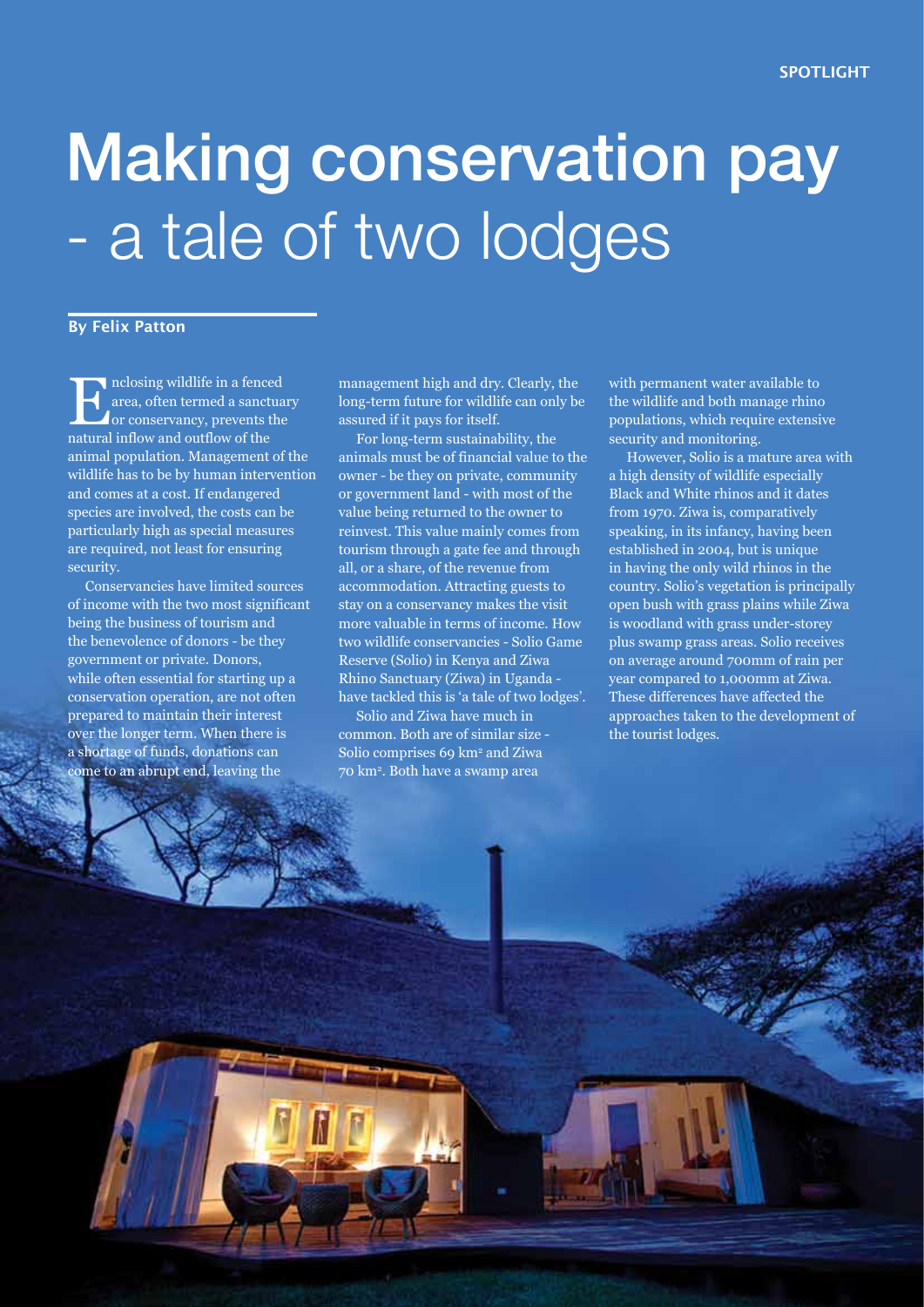# Making conservation pay - a tale of two lodges

**By Felix Patton**

Enclosing wildlife in a fenced area, often termed a sanctuary or conservancy, prevents the natural inflow and outflow of the animal population. Management of the wildlife has to be by human intervention and comes at a cost. If endangered species are involved, the costs can be particularly high as special measures are required, not least for ensuring security.

Conservancies have limited sources of income with the two most significant being the business of tourism and the benevolence of donors - be they government or private. Donors, while often essential for starting up a conservation operation, are not often prepared to maintain their interest over the longer term. When there is a shortage of funds, donations can come to an abrupt end, leaving the management high and dry. Clearly, the long-term future for wildlife can only be assured if it pays for itself.

For long-term sustainability, the animals must be of financial value to the owner - be they on private, community or government land - with most of the value being returned to the owner to reinvest. This value mainly comes from tourism through a gate fee and through all, or a share, of the revenue from accommodation. Attracting guests to stay on a conservancy makes the visit more valuable in terms of income. How two wildlife conservancies - Solio Game Reserve (Solio) in Kenya and Ziwa Rhino Sanctuary (Ziwa) in Uganda - have tackled this is 'a tale of two lodges'.

Solio and Ziwa have much in common. Both are of similar size - Solio comprises 69 km² and Ziwa 70 km². Both have a swamp area with permanent water available to the wildlife and both manage rhino populations, which require extensive security and monitoring.

However, Solio is a mature area with a high density of wildlife especially Black and White rhinos and it dates from 1970. Ziwa is, comparatively speaking, in its infancy, having been established in 2004, but is unique in having the only wild rhinos in the country. Solio's vegetation is principally open bush with grass plains while Ziwa is woodland with grass under-storey plus swamp grass areas. Solio receives on average around 700mm of rain per year compared to 1,000mm at Ziwa. These differences have affected the approaches taken to the development of the tourist lodges.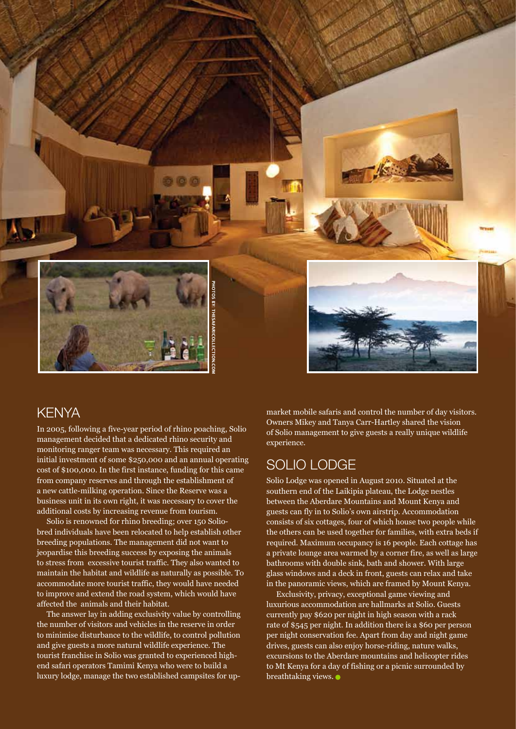PHOTOS BY: THESAFARICOLLECTION.COM

## KENYA

In 2005, following a five-year period of rhino poaching, Solio management decided that a dedicated rhino security and monitoring ranger team was necessary. This required an initial investment of some $250,000 and an annual operating cost of $100,000. In the first instance, funding for this came from company reserves and through the establishment of a new cattle-milking operation. Since the Reserve was a business unit in its own right, it was necessary to cover the additional costs by increasing revenue from tourism.

Solio is renowned for rhino breeding; over 150 Solio-bred individuals have been relocated to help establish other breeding populations. The management did not want to jeopardise this breeding success by exposing the animals to stress from excessive tourist traffic. They also wanted to maintain the habitat and wildlife as naturally as possible. To accommodate more tourist traffic, they would have needed to improve and extend the road system, which would have affected the animals and their habitat.

The answer lay in adding exclusivity value by controlling the number of visitors and vehicles in the reserve in order to minimise disturbance to the wildlife, to control pollution and give guests a more natural wildlife experience. The tourist franchise in Solio was granted to experienced high-end safari operators Tamimi Kenya who were to build a luxury lodge, manage the two established campsites for up-market mobile safaris and control the number of day visitors. Owners Mikey and Tanya Carr-Hartley shared the vision of Solio management to give guests a really unique wildlife experience.

## SOLIO LODGE

Solio Lodge was opened in August 2010. Situated at the southern end of the Laikipia plateau, the Lodge nestles between the Aberdare Mountains and Mount Kenya and guests can fly in to Solio's own airstrip. Accommodation consists of six cottages, four of which house two people while the others can be used together for families, with extra beds if required. Maximum occupancy is 16 people. Each cottage has a private lounge area warmed by a corner fire, as well as large bathrooms with double sink, bath and shower. With large glass windows and a deck in front, guests can relax and take in the panoramic views, which are framed by Mount Kenya.

Exclusivity, privacy, exceptional game viewing and luxurious accommodation are hallmarks at Solio. Guests currently pay $620 per night in high season with a rack rate of $545 per night. In addition there is a $60 per person per night conservation fee. Apart from day and night game drives, guests can also enjoy horse-riding, nature walks, excursions to the Aberdare mountains and helicopter rides to Mt Kenya for a day of fishing or a picnic surrounded by breathtaking views.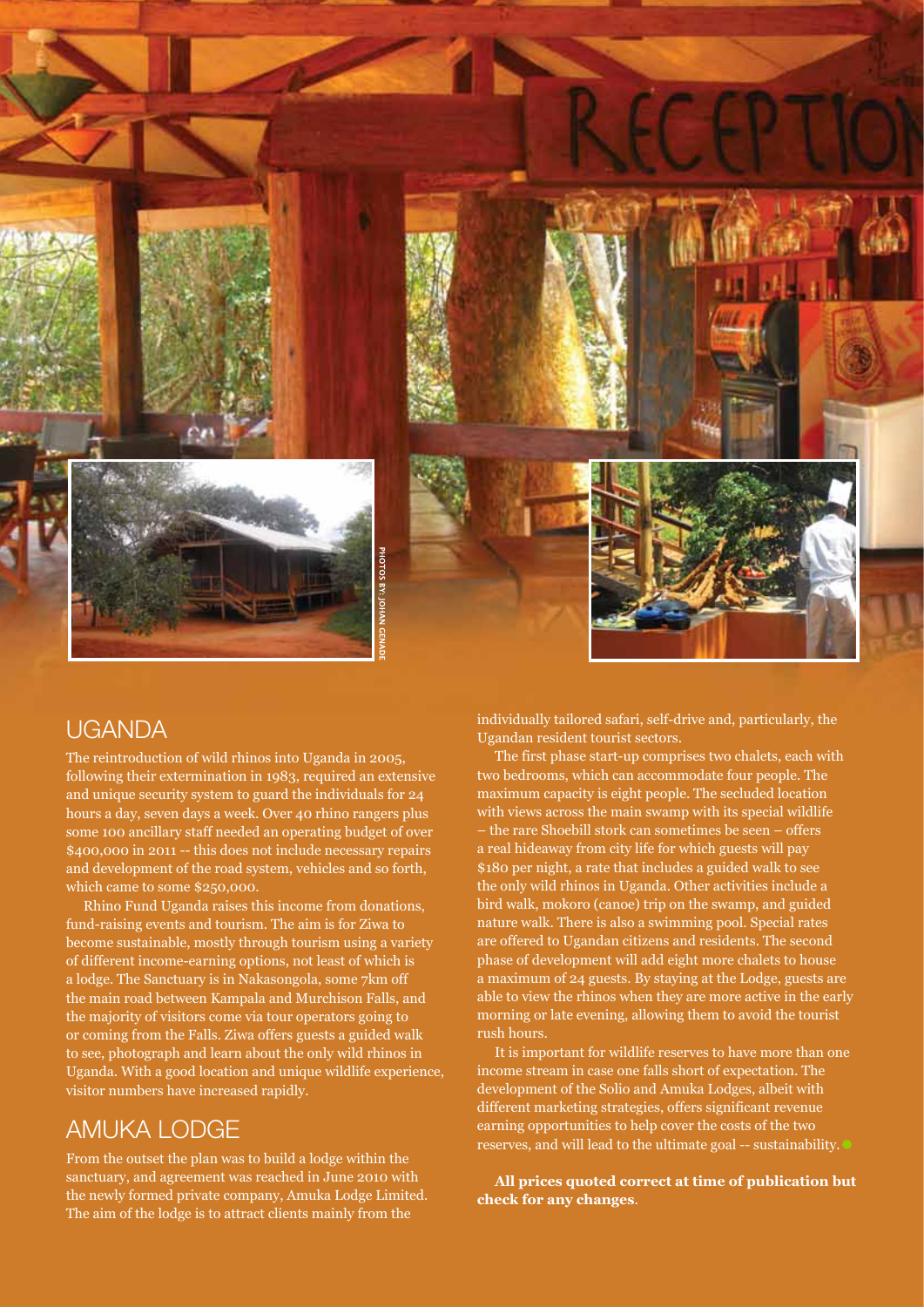PHOTOS BY: JOHAN GENADE

## UGANDA

The reintroduction of wild rhinos into Uganda in 2005, following their extermination in 1983, required an extensive and unique security system to guard the individuals for 24 hours a day, seven days a week. Over 40 rhino rangers plus some 100 ancillary staff needed an operating budget of over $400,000 in 2011 -- this does not include necessary repairs and development of the road system, vehicles and so forth, which came to some $250,000.

Rhino Fund Uganda raises this income from donations, fund-raising events and tourism. The aim is for Ziwa to become sustainable, mostly through tourism using a variety of different income-earning options, not least of which is a lodge. The Sanctuary is in Nakasongola, some 7km off the main road between Kampala and Murchison Falls, and the majority of visitors come via tour operators going to or coming from the Falls. Ziwa offers guests a guided walk to see, photograph and learn about the only wild rhinos in Uganda. With a good location and unique wildlife experience, visitor numbers have increased rapidly.

## AMUKA LODGE

From the outset the plan was to build a lodge within the sanctuary, and agreement was reached in June 2010 with the newly formed private company, Amuka Lodge Limited. The aim of the lodge is to attract clients mainly from the individually tailored safari, self-drive and, particularly, the Ugandan resident tourist sectors.

The first phase start-up comprises two chalets, each with two bedrooms, which can accommodate four people. The maximum capacity is eight people. The secluded location with views across the main swamp with its special wildlife – the rare Shoebill stork can sometimes be seen – offers a real hideaway from city life for which guests will pay $180 per night, a rate that includes a guided walk to see the only wild rhinos in Uganda. Other activities include a bird walk, mokoro (canoe) trip on the swamp, and guided nature walk. There is also a swimming pool. Special rates are offered to Ugandan citizens and residents. The second phase of development will add eight more chalets to house a maximum of 24 guests. By staying at the Lodge, guests are able to view the rhinos when they are more active in the early morning or late evening, allowing them to avoid the tourist rush hours.

It is important for wildlife reserves to have more than one income stream in case one falls short of expectation. The development of the Solio and Amuka Lodges, albeit with different marketing strategies, offers significant revenue earning opportunities to help cover the costs of the two reserves, and will lead to the ultimate goal -- sustainability.

**All prices quoted correct at time of publication but check for any changes.**